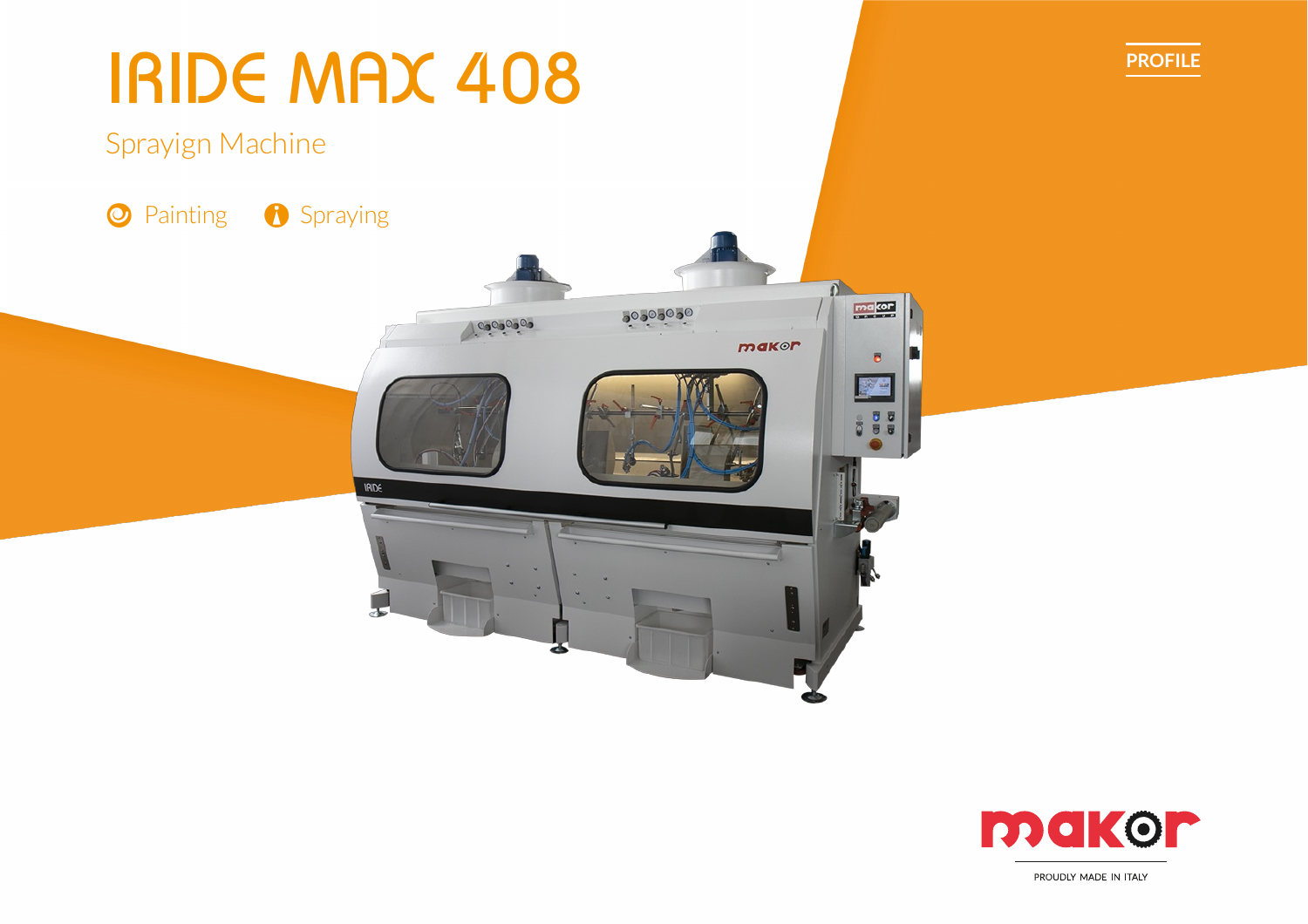# IRIDE MAX 408

Sprayign Machine

Painting    Spraying

PROFILE

PROUDLY MADE IN ITALY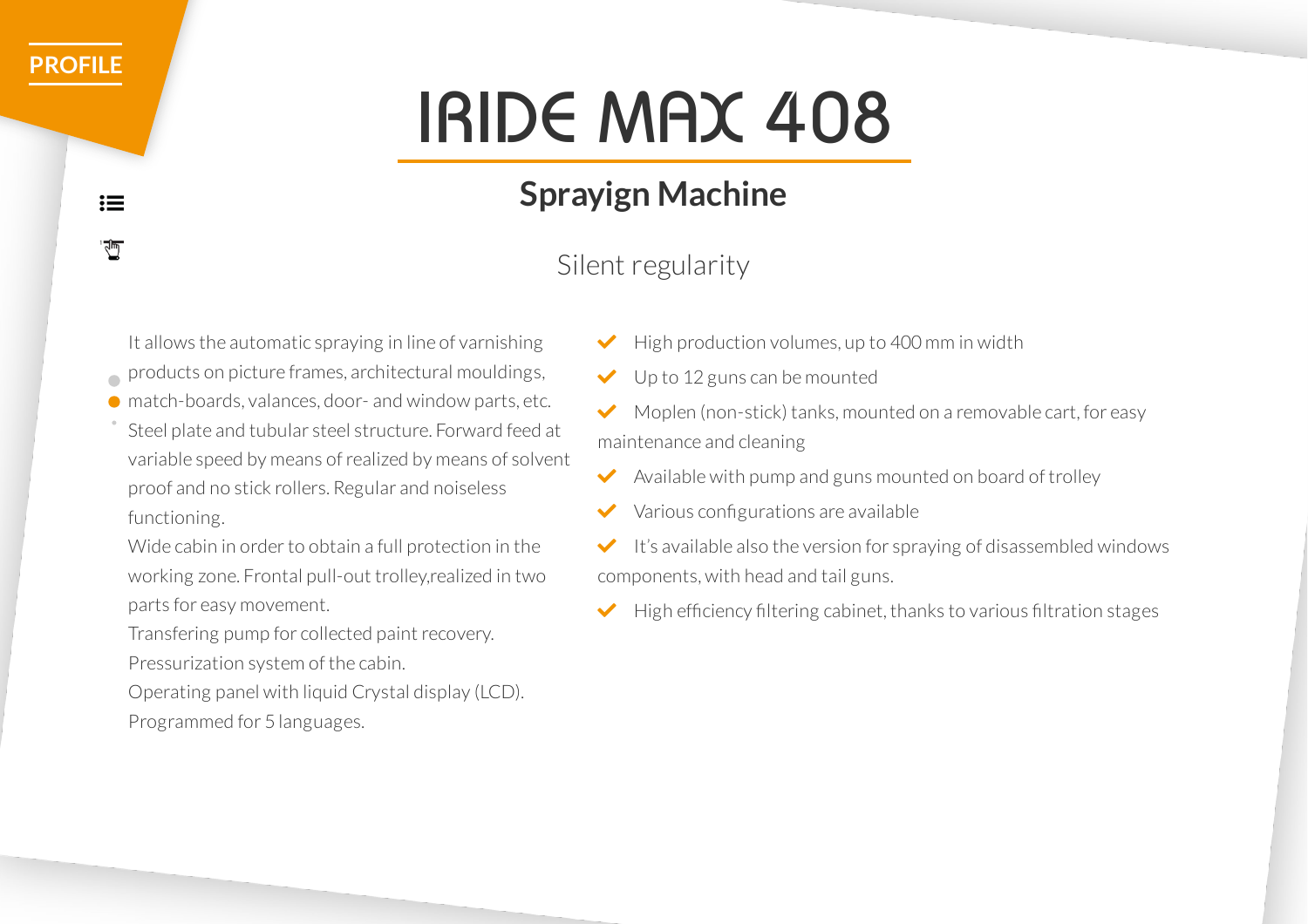# IRIDE MAX 408

## Sprayign Machine

Silent regularity

It allows the automatic spraying in line of varnishing products on picture frames, architectural mouldings, match-boards, valances, door- and window parts, etc.
Steel plate and tubular steel structure. Forward feed at variable speed by means of realized by means of solvent proof and no stick rollers. Regular and noiseless functioning.
Wide cabin in order to obtain a full protection in the working zone. Frontal pull-out trolley,realized in two parts for easy movement.
Transfering pump for collected paint recovery.
Pressurization system of the cabin.
Operating panel with liquid Crystal display (LCD).
Programmed for 5 languages.

- High production volumes, up to 400 mm in width
- Up to 12 guns can be mounted
- Moplen (non-stick) tanks, mounted on a removable cart, for easy maintenance and cleaning
- Available with pump and guns mounted on board of trolley
- Various configurations are available
- It's available also the version for spraying of disassembled windows components, with head and tail guns.
- High efficiency filtering cabinet, thanks to various filtration stages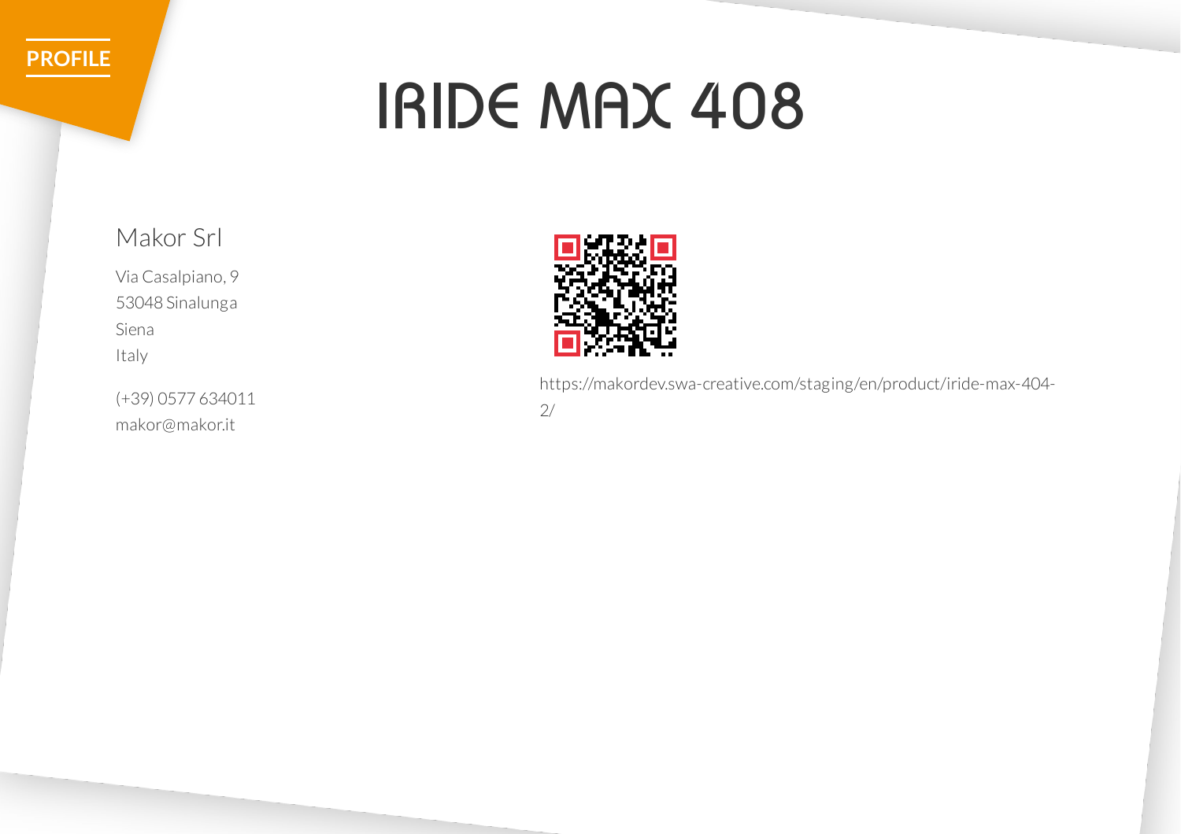PROFILE

# IRIDE MAX 408

Makor Srl

Via Casalpiano, 9
53048 Sinalunga
Siena
Italy

(+39) 0577 634011
makor@makor.it

https://makordev.swa-creative.com/staging/en/product/iride-max-404-2/